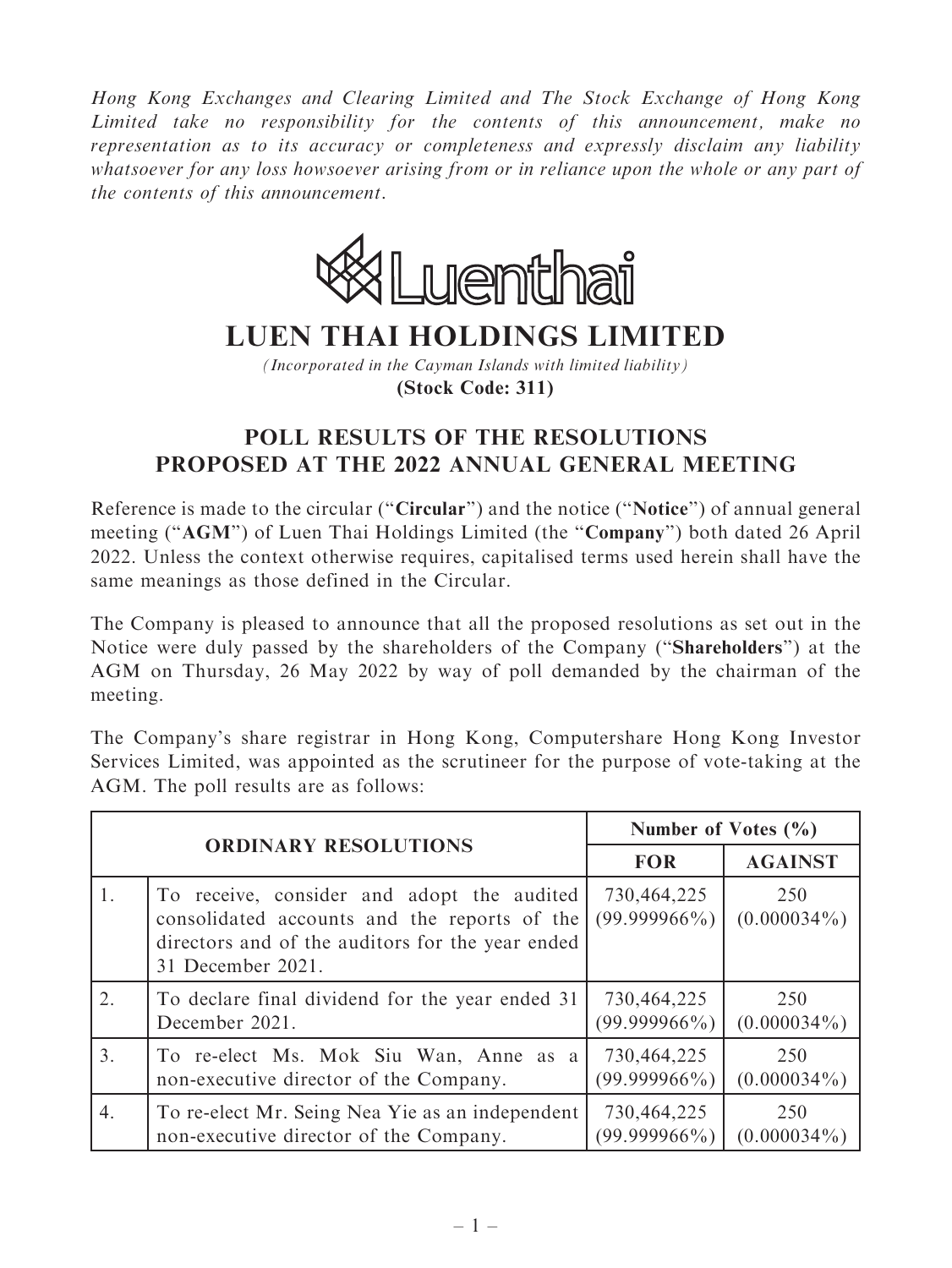*Hong Kong Exchanges and Clearing Limited and The Stock Exchange of Hong Kong Limited take no responsibility for the contents of this announcement, make no representation as to its accuracy or completeness and expressly disclaim any liability whatsoever for any loss howsoever arising from or in reliance upon the whole or any part of the contents of this announcement.*

# LUEN THAI HOLDINGS LIMITED

*(Incorporated in the Cayman Islands with limited liability)*

**(Stock Code: 311)**

## POLL RESULTS OF THE RESOLUTIONS PROPOSED AT THE 2022 ANNUAL GENERAL MEETING

Reference is made to the circular ("**Circular**") and the notice ("**Notice**") of annual general meeting ("**AGM**") of Luen Thai Holdings Limited (the "**Company**") both dated 26 April 2022. Unless the context otherwise requires, capitalised terms used herein shall have the same meanings as those defined in the Circular.

The Company is pleased to announce that all the proposed resolutions as set out in the Notice were duly passed by the shareholders of the Company ("**Shareholders**") at the AGM on Thursday, 26 May 2022 by way of poll demanded by the chairman of the meeting.

The Company's share registrar in Hong Kong, Computershare Hong Kong Investor Services Limited, was appointed as the scrutineer for the purpose of vote-taking at the AGM. The poll results are as follows:

| ORDINARY RESOLUTIONS | | Number of Votes (%) | |
|---|---|---|---|
| | | **FOR** | **AGAINST** |
| 1. | To receive, consider and adopt the audited consolidated accounts and the reports of the directors and of the auditors for the year ended 31 December 2021. | 730,464,225 (99.999966%) | 250 (0.000034%) |
| 2. | To declare final dividend for the year ended 31 December 2021. | 730,464,225 (99.999966%) | 250 (0.000034%) |
| 3. | To re-elect Ms. Mok Siu Wan, Anne as a non-executive director of the Company. | 730,464,225 (99.999966%) | 250 (0.000034%) |
| 4. | To re-elect Mr. Seing Nea Yie as an independent non-executive director of the Company. | 730,464,225 (99.999966%) | 250 (0.000034%) |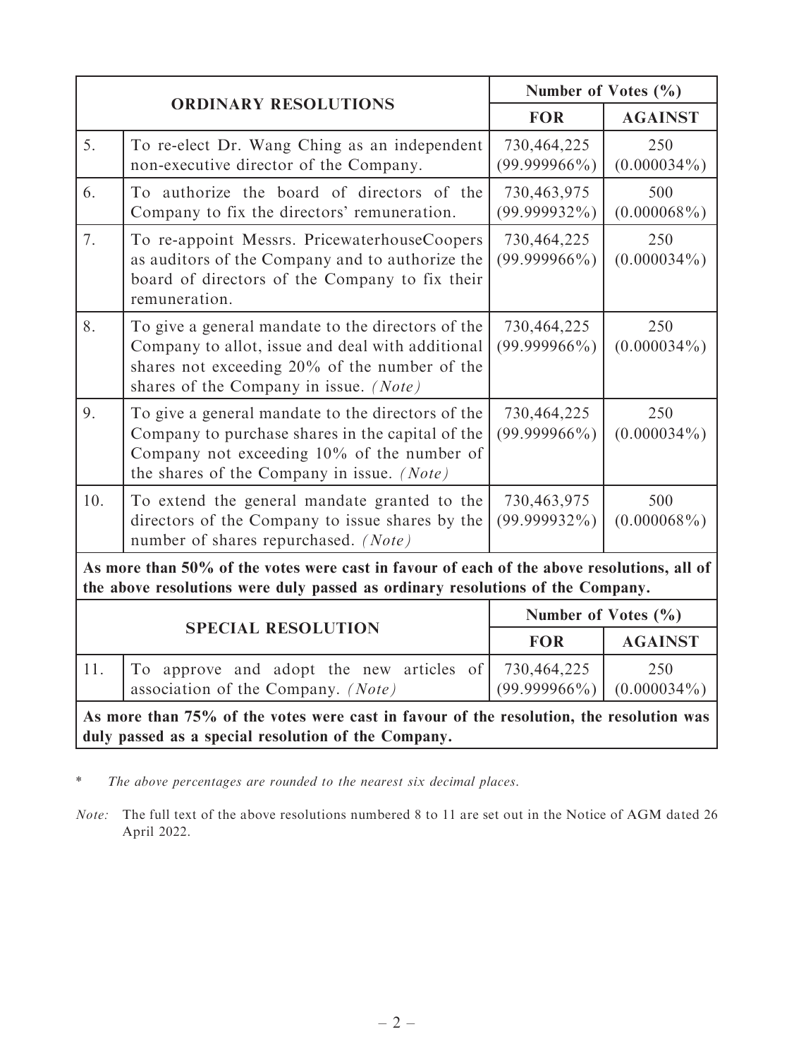| ORDINARY RESOLUTIONS | | Number of Votes (%) | |
|---|---|---|---|
| | | **FOR** | **AGAINST** |
| 5. | To re-elect Dr. Wang Ching as an independent non-executive director of the Company. | 730,464,225 (99.999966%) | 250 (0.000034%) |
| 6. | To authorize the board of directors of the Company to fix the directors' remuneration. | 730,463,975 (99.999932%) | 500 (0.000068%) |
| 7. | To re-appoint Messrs. PricewaterhouseCoopers as auditors of the Company and to authorize the board of directors of the Company to fix their remuneration. | 730,464,225 (99.999966%) | 250 (0.000034%) |
| 8. | To give a general mandate to the directors of the Company to allot, issue and deal with additional shares not exceeding 20% of the number of the shares of the Company in issue. *(Note)* | 730,464,225 (99.999966%) | 250 (0.000034%) |
| 9. | To give a general mandate to the directors of the Company to purchase shares in the capital of the Company not exceeding 10% of the number of the shares of the Company in issue. *(Note)* | 730,464,225 (99.999966%) | 250 (0.000034%) |
| 10. | To extend the general mandate granted to the directors of the Company to issue shares by the number of shares repurchased. *(Note)* | 730,463,975 (99.999932%) | 500 (0.000068%) |
| **As more than 50% of the votes were cast in favour of each of the above resolutions, all of the above resolutions were duly passed as ordinary resolutions of the Company.** | | | |

| SPECIAL RESOLUTION | | Number of Votes (%) | |
|---|---|---|---|
| | | **FOR** | **AGAINST** |
| 11. | To approve and adopt the new articles of association of the Company. *(Note)* | 730,464,225 (99.999966%) | 250 (0.000034%) |
| **As more than 75% of the votes were cast in favour of the resolution, the resolution was duly passed as a special resolution of the Company.** | | | |

\* *The above percentages are rounded to the nearest six decimal places.*

*Note:* The full text of the above resolutions numbered 8 to 11 are set out in the Notice of AGM dated 26 April 2022.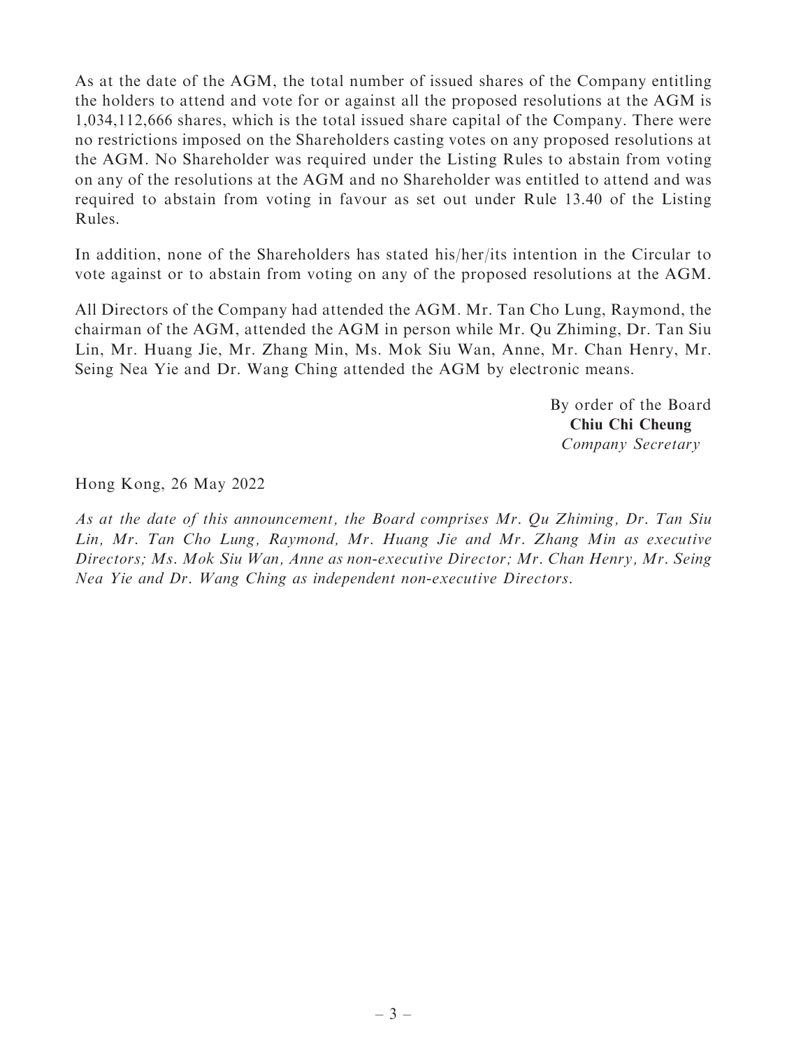As at the date of the AGM, the total number of issued shares of the Company entitling the holders to attend and vote for or against all the proposed resolutions at the AGM is 1,034,112,666 shares, which is the total issued share capital of the Company. There were no restrictions imposed on the Shareholders casting votes on any proposed resolutions at the AGM. No Shareholder was required under the Listing Rules to abstain from voting on any of the resolutions at the AGM and no Shareholder was entitled to attend and was required to abstain from voting in favour as set out under Rule 13.40 of the Listing Rules.

In addition, none of the Shareholders has stated his/her/its intention in the Circular to vote against or to abstain from voting on any of the proposed resolutions at the AGM.

All Directors of the Company had attended the AGM. Mr. Tan Cho Lung, Raymond, the chairman of the AGM, attended the AGM in person while Mr. Qu Zhiming, Dr. Tan Siu Lin, Mr. Huang Jie, Mr. Zhang Min, Ms. Mok Siu Wan, Anne, Mr. Chan Henry, Mr. Seing Nea Yie and Dr. Wang Ching attended the AGM by electronic means.

By order of the Board
**Chiu Chi Cheung**
*Company Secretary*

Hong Kong, 26 May 2022

*As at the date of this announcement, the Board comprises Mr. Qu Zhiming, Dr. Tan Siu Lin, Mr. Tan Cho Lung, Raymond, Mr. Huang Jie and Mr. Zhang Min as executive Directors; Ms. Mok Siu Wan, Anne as non-executive Director; Mr. Chan Henry, Mr. Seing Nea Yie and Dr. Wang Ching as independent non-executive Directors.*